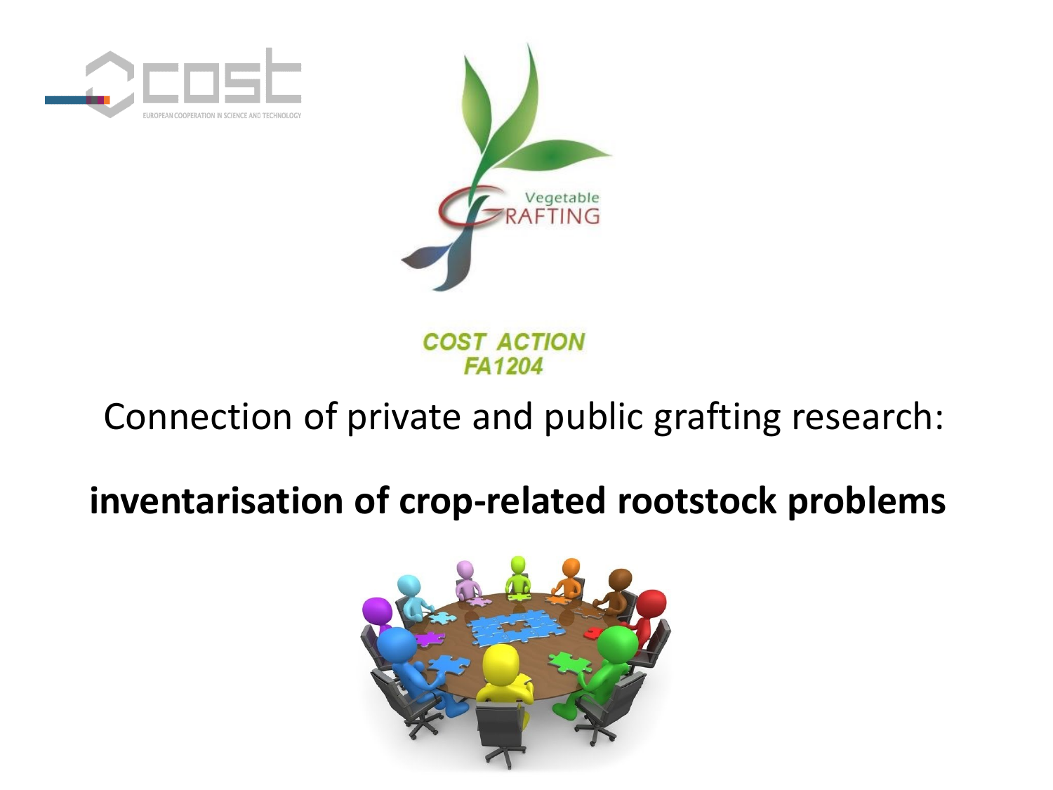COST ACTION
FA1204

# Connection of private and public grafting research:

# **inventarisation of crop-related rootstock problems**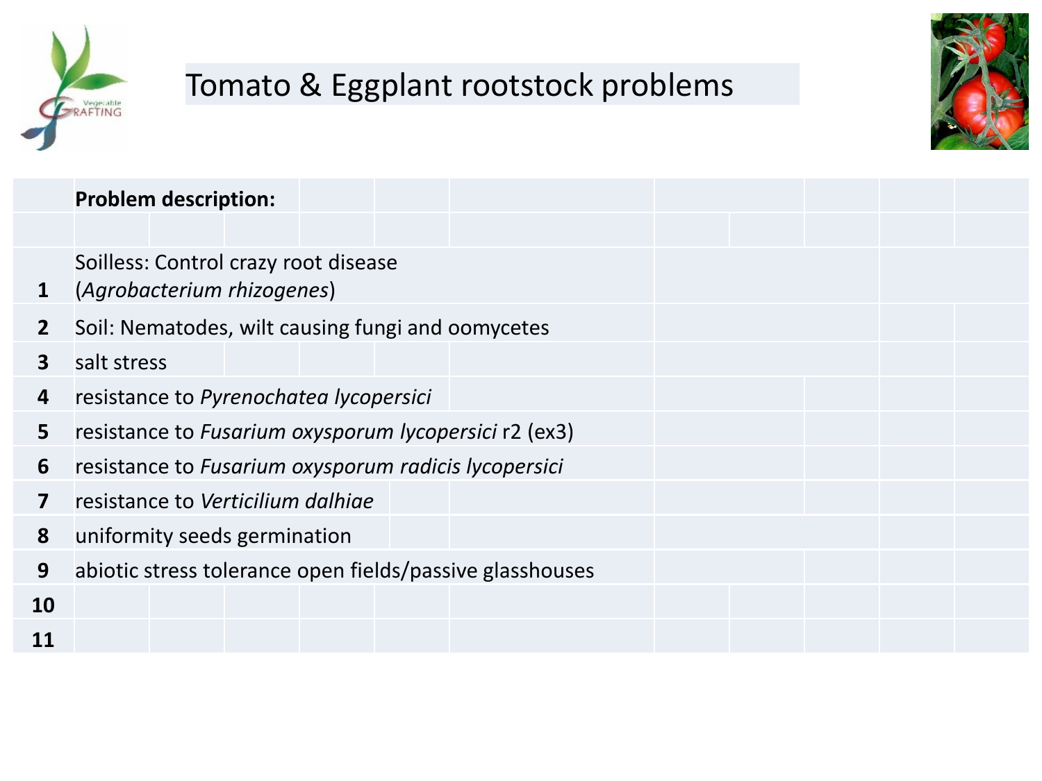# Tomato & Eggplant rootstock problems

| | **Problem description:** |
|---|---|
| 1 | Soilless: Control crazy root disease (*Agrobacterium rhizogenes*) |
| 2 | Soil: Nematodes, wilt causing fungi and oomycetes |
| 3 | salt stress |
| 4 | resistance to *Pyrenochatea lycopersici* |
| 5 | resistance to *Fusarium oxysporum lycopersici* r2 (ex3) |
| 6 | resistance to *Fusarium oxysporum radicis lycopersici* |
| 7 | resistance to *Verticilium dalhiae* |
| 8 | uniformity seeds germination |
| 9 | abiotic stress tolerance open fields/passive glasshouses |
| 10 | |
| 11 | |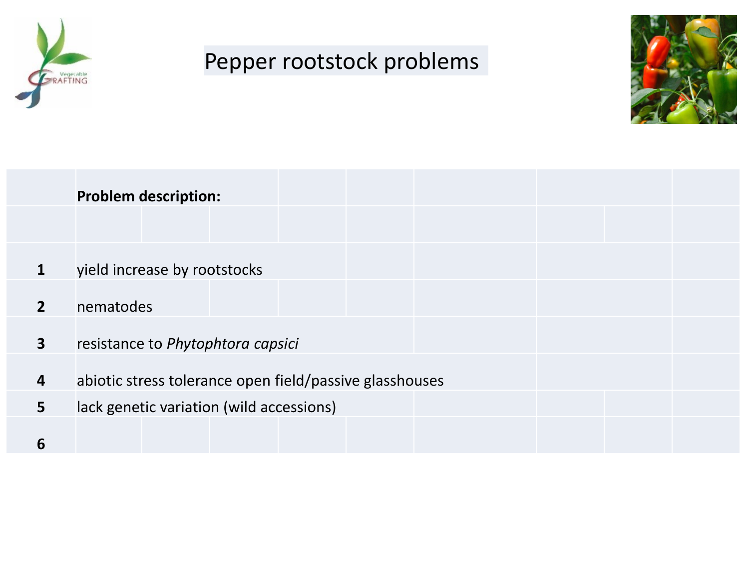# Pepper rootstock problems

| | Problem description: |
|---|---|
| | |
| 1 | yield increase by rootstocks |
| 2 | nematodes |
| 3 | resistance to *Phytophtora capsici* |
| 4 | abiotic stress tolerance open field/passive glasshouses |
| 5 | lack genetic variation (wild accessions) |
| 6 | |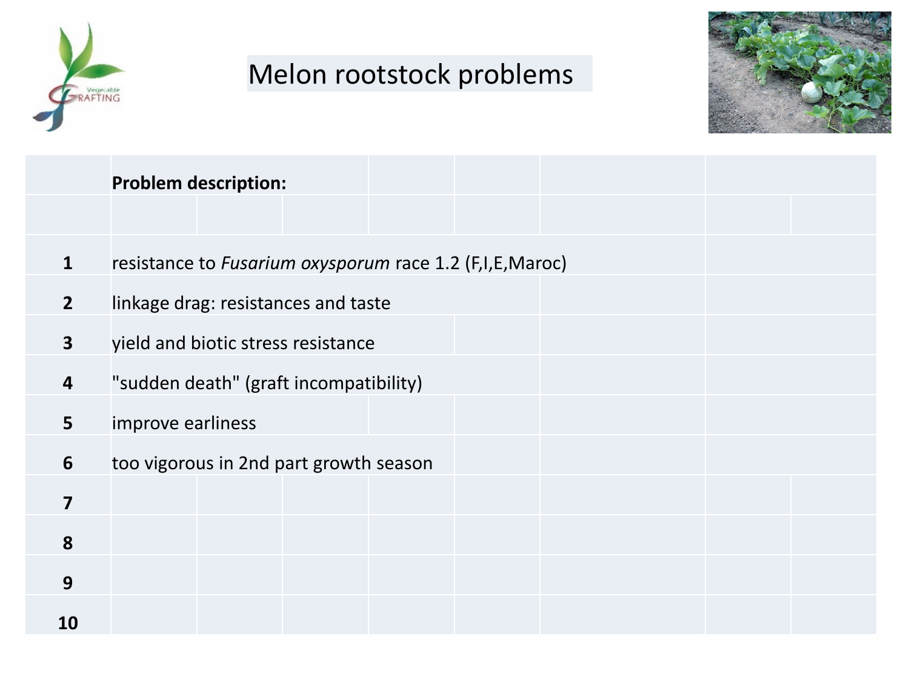# Melon rootstock problems

| | Problem description: |
|---|---|
| | |
| **1** | resistance to *Fusarium oxysporum* race 1.2 (F,I,E,Maroc) |
| **2** | linkage drag: resistances and taste |
| **3** | yield and biotic stress resistance |
| **4** | "sudden death" (graft incompatibility) |
| **5** | improve earliness |
| **6** | too vigorous in 2nd part growth season |
| **7** | |
| **8** | |
| **9** | |
| **10** | |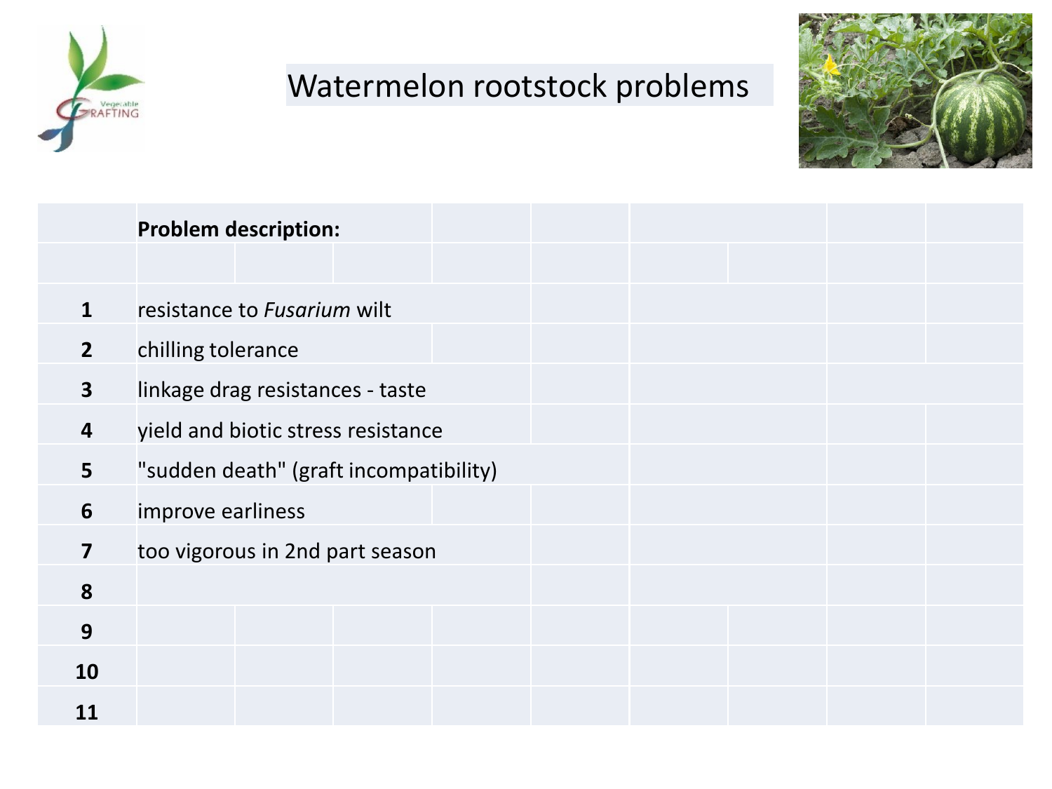# Watermelon rootstock problems

| | Problem description: |
|---|---|
| | |
| 1 | resistance to *Fusarium* wilt |
| 2 | chilling tolerance |
| 3 | linkage drag resistances - taste |
| 4 | yield and biotic stress resistance |
| 5 | "sudden death" (graft incompatibility) |
| 6 | improve earliness |
| 7 | too vigorous in 2nd part season |
| 8 | |
| 9 | |
| 10 | |
| 11 | |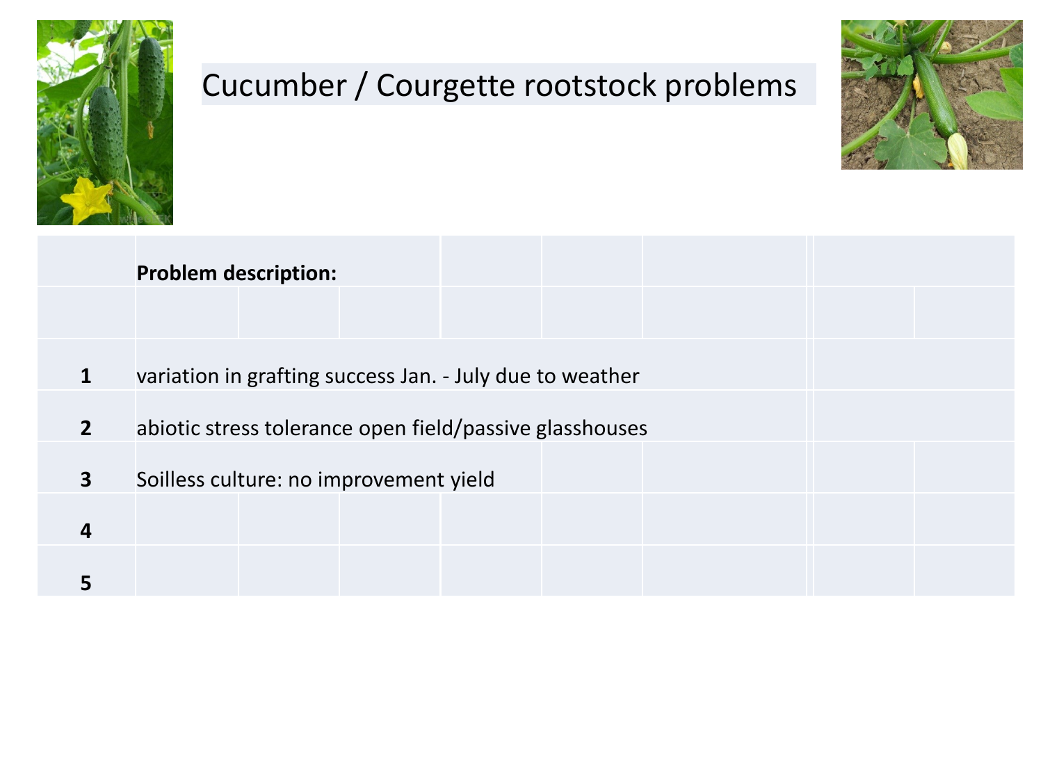# Cucumber / Courgette rootstock problems

| | Problem description: |
|---|---|
| | |
| 1 | variation in grafting success Jan. - July due to weather |
| 2 | abiotic stress tolerance open field/passive glasshouses |
| 3 | Soilless culture: no improvement yield |
| 4 | |
| 5 | |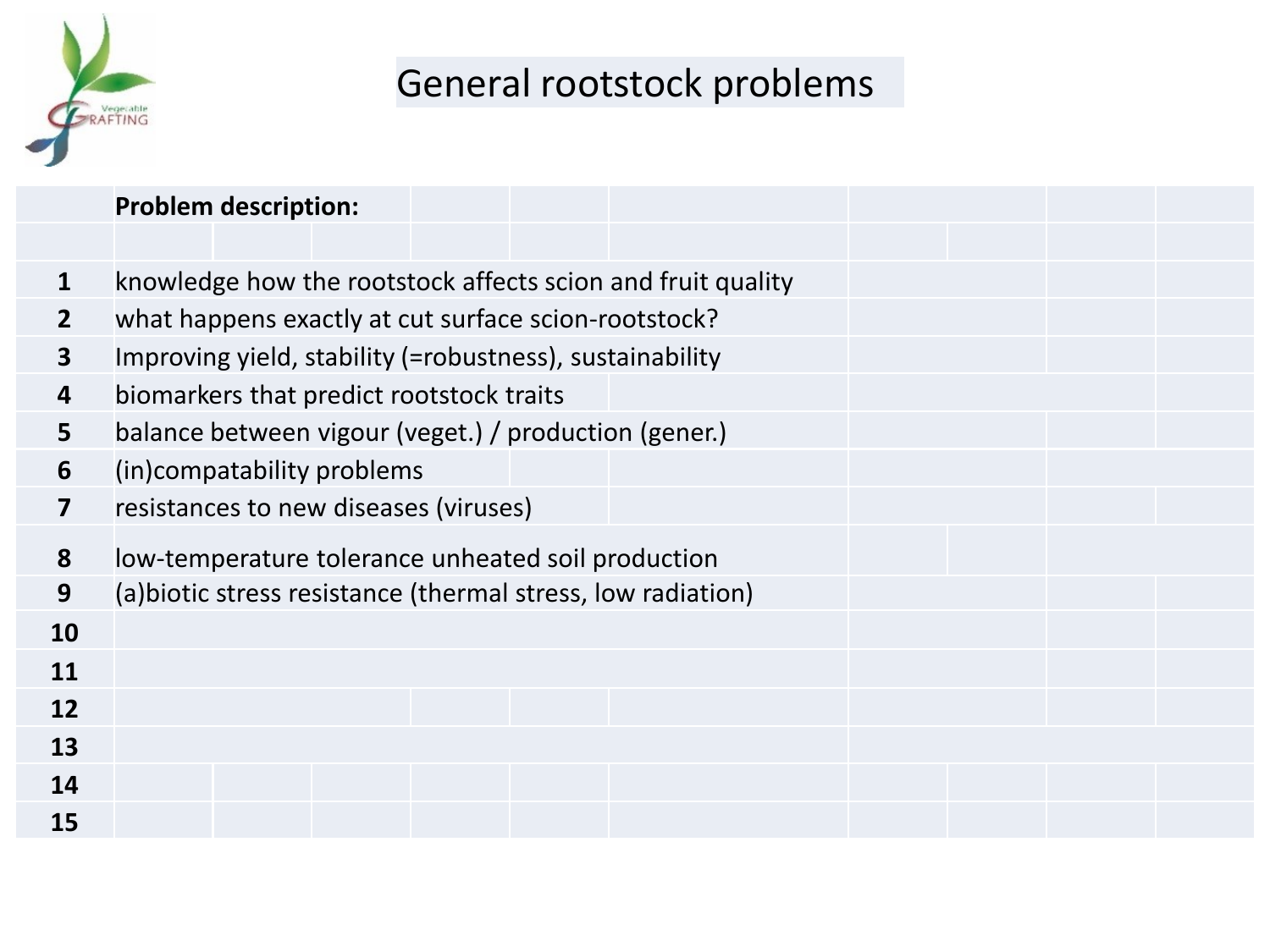# General rootstock problems

| | Problem description: |
|---|---|
| 1 | knowledge how the rootstock affects scion and fruit quality |
| 2 | what happens exactly at cut surface scion-rootstock? |
| 3 | Improving yield, stability (=robustness), sustainability |
| 4 | biomarkers that predict rootstock traits |
| 5 | balance between vigour (veget.) / production (gener.) |
| 6 | (in)compatability problems |
| 7 | resistances to new diseases (viruses) |
| 8 | low-temperature tolerance unheated soil production |
| 9 | (a)biotic stress resistance (thermal stress, low radiation) |
| 10 | |
| 11 | |
| 12 | |
| 13 | |
| 14 | |
| 15 | |